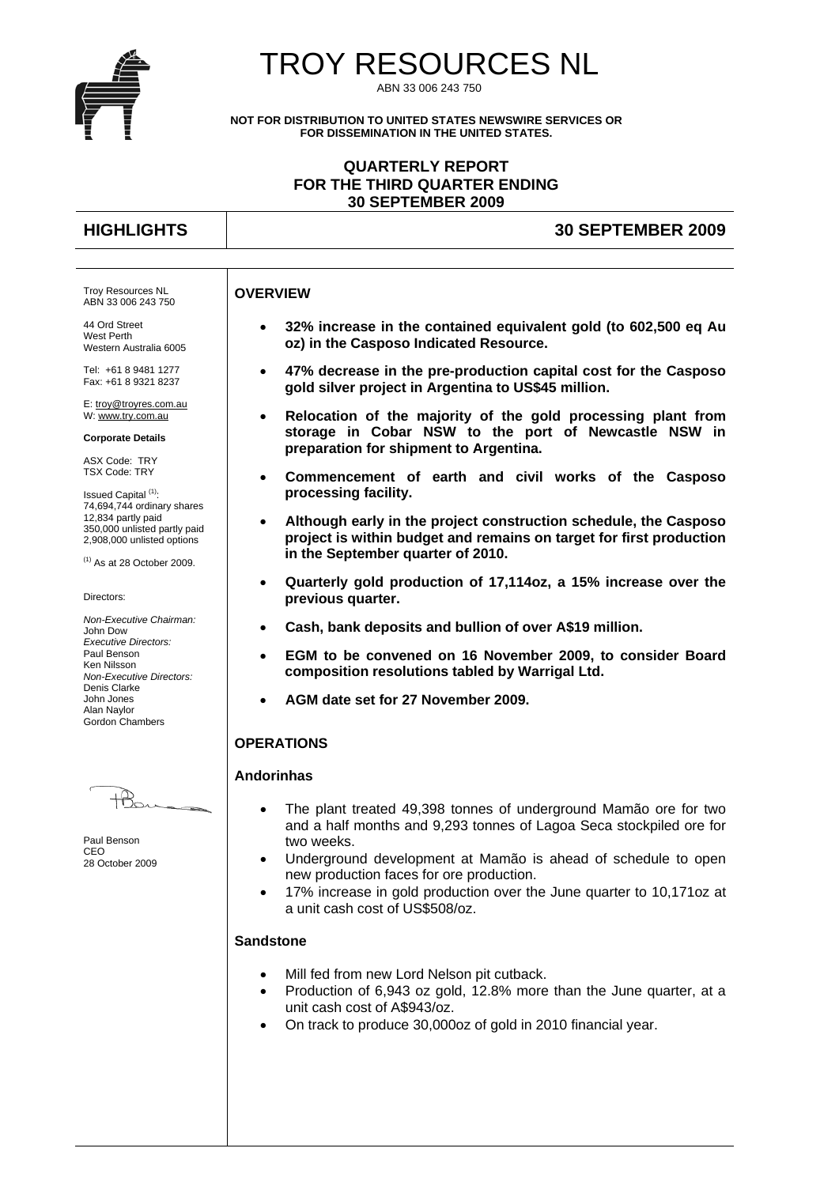# TROY RESOURCES NL

ABN 33 006 243 750

**NOT FOR DISTRIBUTION TO UNITED STATES NEWSWIRE SERVICES OR FOR DISSEMINATION IN THE UNITED STATES.**

**QUARTERLY REPORT**
**FOR THE THIRD QUARTER ENDING**
**30 SEPTEMBER 2009**

## HIGHLIGHTS — 30 SEPTEMBER 2009

Troy Resources NL
ABN 33 006 243 750

44 Ord Street
West Perth
Western Australia 6005

Tel: +61 8 9481 1277
Fax: +61 8 9321 8237

E: troy@troyres.com.au
W: www.try.com.au

**Corporate Details**

ASX Code: TRY
TSX Code: TRY

Issued Capital [(1)]:
74,694,744 ordinary shares
12,834 partly paid
350,000 unlisted partly paid
2,908,000 unlisted options

[(1)] As at 28 October 2009.

Directors:

*Non-Executive Chairman:*
John Dow
*Executive Directors:*
Paul Benson
Ken Nilsson
*Non-Executive Directors:*
Denis Clarke
John Jones
Alan Naylor
Gordon Chambers

Paul Benson
CEO
28 October 2009

### OVERVIEW

- **32% increase in the contained equivalent gold (to 602,500 eq Au oz) in the Casposo Indicated Resource.**
- **47% decrease in the pre-production capital cost for the Casposo gold silver project in Argentina to US$45 million.**
- **Relocation of the majority of the gold processing plant from storage in Cobar NSW to the port of Newcastle NSW in preparation for shipment to Argentina.**
- **Commencement of earth and civil works of the Casposo processing facility.**
- **Although early in the project construction schedule, the Casposo project is within budget and remains on target for first production in the September quarter of 2010.**
- **Quarterly gold production of 17,114oz, a 15% increase over the previous quarter.**
- **Cash, bank deposits and bullion of over A$19 million.**
- **EGM to be convened on 16 November 2009, to consider Board composition resolutions tabled by Warrigal Ltd.**
- **AGM date set for 27 November 2009.**

### OPERATIONS

#### Andorinhas

- The plant treated 49,398 tonnes of underground Mamão ore for two and a half months and 9,293 tonnes of Lagoa Seca stockpiled ore for two weeks.
- Underground development at Mamão is ahead of schedule to open new production faces for ore production.
- 17% increase in gold production over the June quarter to 10,171oz at a unit cash cost of US$508/oz.

#### Sandstone

- Mill fed from new Lord Nelson pit cutback.
- Production of 6,943 oz gold, 12.8% more than the June quarter, at a unit cash cost of A$943/oz.
- On track to produce 30,000oz of gold in 2010 financial year.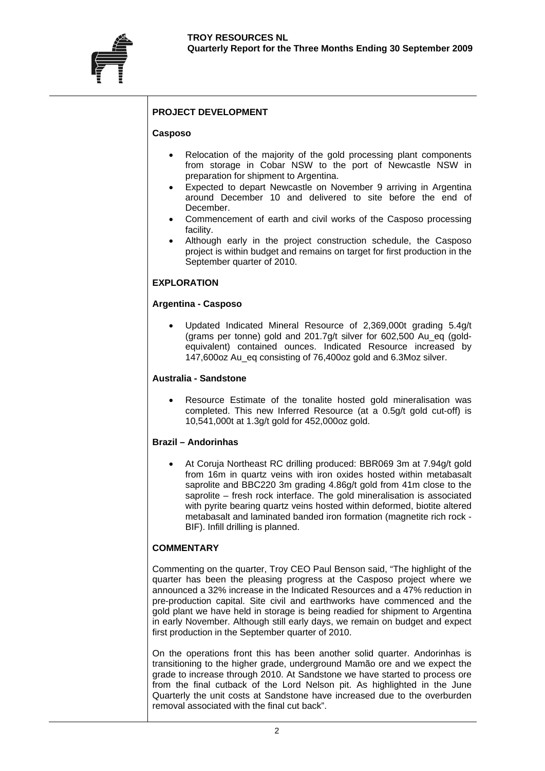## PROJECT DEVELOPMENT

### Casposo

- Relocation of the majority of the gold processing plant components from storage in Cobar NSW to the port of Newcastle NSW in preparation for shipment to Argentina.
- Expected to depart Newcastle on November 9 arriving in Argentina around December 10 and delivered to site before the end of December.
- Commencement of earth and civil works of the Casposo processing facility.
- Although early in the project construction schedule, the Casposo project is within budget and remains on target for first production in the September quarter of 2010.

## EXPLORATION

### Argentina - Casposo

- Updated Indicated Mineral Resource of 2,369,000t grading 5.4g/t (grams per tonne) gold and 201.7g/t silver for 602,500 Au_eq (gold-equivalent) contained ounces. Indicated Resource increased by 147,600oz Au_eq consisting of 76,400oz gold and 6.3Moz silver.

### Australia - Sandstone

- Resource Estimate of the tonalite hosted gold mineralisation was completed. This new Inferred Resource (at a 0.5g/t gold cut-off) is 10,541,000t at 1.3g/t gold for 452,000oz gold.

### Brazil – Andorinhas

- At Coruja Northeast RC drilling produced: BBR069 3m at 7.94g/t gold from 16m in quartz veins with iron oxides hosted within metabasalt saprolite and BBC220 3m grading 4.86g/t gold from 41m close to the saprolite – fresh rock interface. The gold mineralisation is associated with pyrite bearing quartz veins hosted within deformed, biotite altered metabasalt and laminated banded iron formation (magnetite rich rock - BIF). Infill drilling is planned.

## COMMENTARY

Commenting on the quarter, Troy CEO Paul Benson said, "The highlight of the quarter has been the pleasing progress at the Casposo project where we announced a 32% increase in the Indicated Resources and a 47% reduction in pre-production capital. Site civil and earthworks have commenced and the gold plant we have held in storage is being readied for shipment to Argentina in early November. Although still early days, we remain on budget and expect first production in the September quarter of 2010.

On the operations front this has been another solid quarter. Andorinhas is transitioning to the higher grade, underground Mamão ore and we expect the grade to increase through 2010. At Sandstone we have started to process ore from the final cutback of the Lord Nelson pit. As highlighted in the June Quarterly the unit costs at Sandstone have increased due to the overburden removal associated with the final cut back".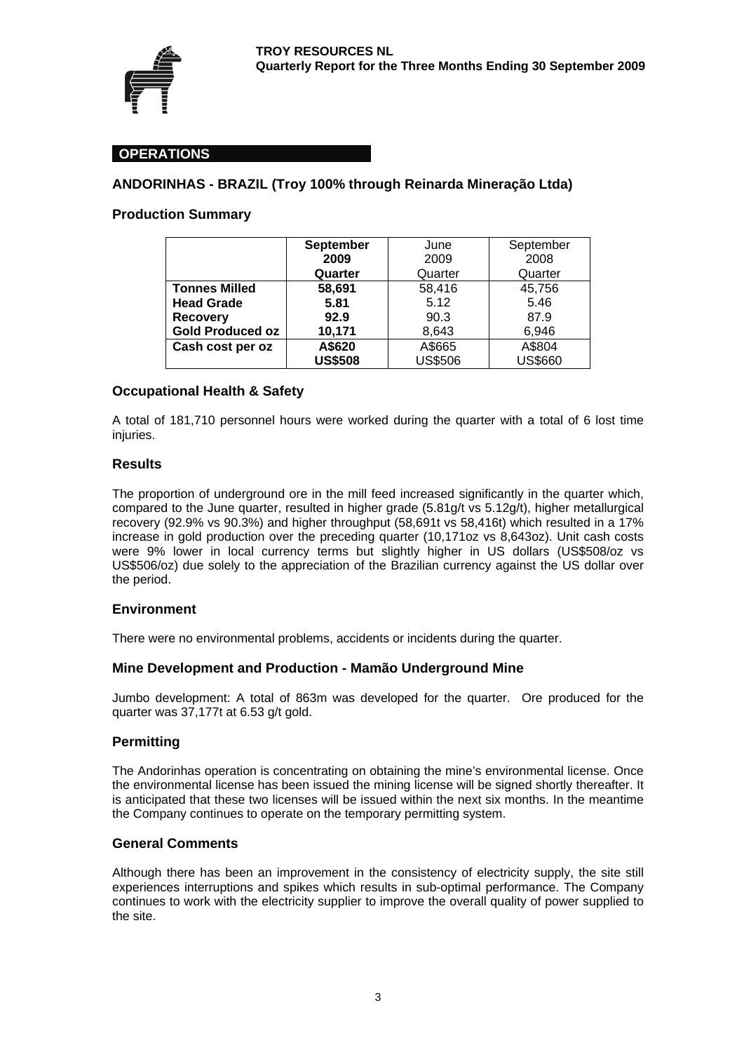## OPERATIONS

### ANDORINHAS - BRAZIL (Troy 100% through Reinarda Mineração Ltda)

### Production Summary

| | **September 2009 Quarter** | June 2009 Quarter | September 2008 Quarter |
|---|---|---|---|
| **Tonnes Milled** | **58,691** | 58,416 | 45,756 |
| **Head Grade** | **5.81** | 5.12 | 5.46 |
| **Recovery** | **92.9** | 90.3 | 87.9 |
| **Gold Produced oz** | **10,171** | 8,643 | 6,946 |
| **Cash cost per oz** | **A$620 US$508** | A$665 US$506 | A$804 US$660 |

### Occupational Health & Safety

A total of 181,710 personnel hours were worked during the quarter with a total of 6 lost time injuries.

### Results

The proportion of underground ore in the mill feed increased significantly in the quarter which, compared to the June quarter, resulted in higher grade (5.81g/t vs 5.12g/t), higher metallurgical recovery (92.9% vs 90.3%) and higher throughput (58,691t vs 58,416t) which resulted in a 17% increase in gold production over the preceding quarter (10,171oz vs 8,643oz). Unit cash costs were 9% lower in local currency terms but slightly higher in US dollars (US$508/oz vs US$506/oz) due solely to the appreciation of the Brazilian currency against the US dollar over the period.

### Environment

There were no environmental problems, accidents or incidents during the quarter.

### Mine Development and Production - Mamão Underground Mine

Jumbo development: A total of 863m was developed for the quarter. Ore produced for the quarter was 37,177t at 6.53 g/t gold.

### Permitting

The Andorinhas operation is concentrating on obtaining the mine's environmental license. Once the environmental license has been issued the mining license will be signed shortly thereafter. It is anticipated that these two licenses will be issued within the next six months. In the meantime the Company continues to operate on the temporary permitting system.

### General Comments

Although there has been an improvement in the consistency of electricity supply, the site still experiences interruptions and spikes which results in sub-optimal performance. The Company continues to work with the electricity supplier to improve the overall quality of power supplied to the site.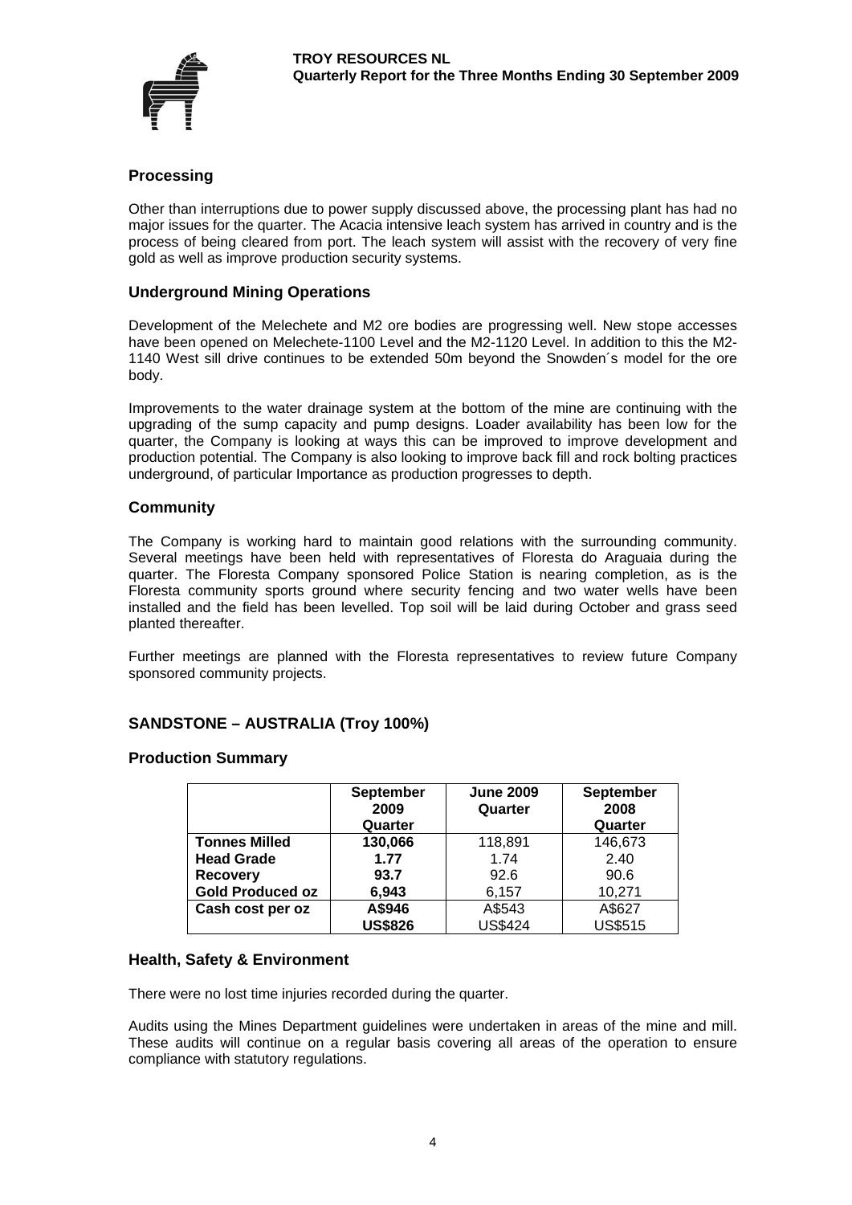## Processing

Other than interruptions due to power supply discussed above, the processing plant has had no major issues for the quarter. The Acacia intensive leach system has arrived in country and is the process of being cleared from port. The leach system will assist with the recovery of very fine gold as well as improve production security systems.

## Underground Mining Operations

Development of the Melechete and M2 ore bodies are progressing well. New stope accesses have been opened on Melechete-1100 Level and the M2-1120 Level. In addition to this the M2-1140 West sill drive continues to be extended 50m beyond the Snowden´s model for the ore body.

Improvements to the water drainage system at the bottom of the mine are continuing with the upgrading of the sump capacity and pump designs. Loader availability has been low for the quarter, the Company is looking at ways this can be improved to improve development and production potential. The Company is also looking to improve back fill and rock bolting practices underground, of particular Importance as production progresses to depth.

## Community

The Company is working hard to maintain good relations with the surrounding community. Several meetings have been held with representatives of Floresta do Araguaia during the quarter. The Floresta Company sponsored Police Station is nearing completion, as is the Floresta community sports ground where security fencing and two water wells have been installed and the field has been levelled. Top soil will be laid during October and grass seed planted thereafter.

Further meetings are planned with the Floresta representatives to review future Company sponsored community projects.

## SANDSTONE – AUSTRALIA (Troy 100%)

### Production Summary

| | **September 2009 Quarter** | **June 2009 Quarter** | **September 2008 Quarter** |
|---|---|---|---|
| **Tonnes Milled** | **130,066** | 118,891 | 146,673 |
| **Head Grade** | **1.77** | 1.74 | 2.40 |
| **Recovery** | **93.7** | 92.6 | 90.6 |
| **Gold Produced oz** | **6,943** | 6,157 | 10,271 |
| **Cash cost per oz** | **A$946** | A$543 | A$627 |
| | **US$826** | US$424 | US$515 |

### Health, Safety & Environment

There were no lost time injuries recorded during the quarter.

Audits using the Mines Department guidelines were undertaken in areas of the mine and mill. These audits will continue on a regular basis covering all areas of the operation to ensure compliance with statutory regulations.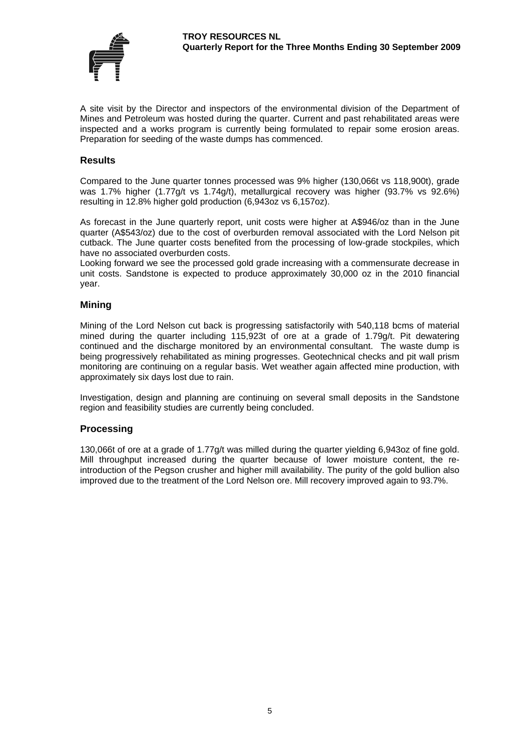A site visit by the Director and inspectors of the environmental division of the Department of Mines and Petroleum was hosted during the quarter. Current and past rehabilitated areas were inspected and a works program is currently being formulated to repair some erosion areas. Preparation for seeding of the waste dumps has commenced.

## Results

Compared to the June quarter tonnes processed was 9% higher (130,066t vs 118,900t), grade was 1.7% higher (1.77g/t vs 1.74g/t), metallurgical recovery was higher (93.7% vs 92.6%) resulting in 12.8% higher gold production (6,943oz vs 6,157oz).

As forecast in the June quarterly report, unit costs were higher at A$946/oz than in the June quarter (A$543/oz) due to the cost of overburden removal associated with the Lord Nelson pit cutback. The June quarter costs benefited from the processing of low-grade stockpiles, which have no associated overburden costs.
Looking forward we see the processed gold grade increasing with a commensurate decrease in unit costs. Sandstone is expected to produce approximately 30,000 oz in the 2010 financial year.

## Mining

Mining of the Lord Nelson cut back is progressing satisfactorily with 540,118 bcms of material mined during the quarter including 115,923t of ore at a grade of 1.79g/t. Pit dewatering continued and the discharge monitored by an environmental consultant. The waste dump is being progressively rehabilitated as mining progresses. Geotechnical checks and pit wall prism monitoring are continuing on a regular basis. Wet weather again affected mine production, with approximately six days lost due to rain.

Investigation, design and planning are continuing on several small deposits in the Sandstone region and feasibility studies are currently being concluded.

## Processing

130,066t of ore at a grade of 1.77g/t was milled during the quarter yielding 6,943oz of fine gold. Mill throughput increased during the quarter because of lower moisture content, the re-introduction of the Pegson crusher and higher mill availability. The purity of the gold bullion also improved due to the treatment of the Lord Nelson ore. Mill recovery improved again to 93.7%.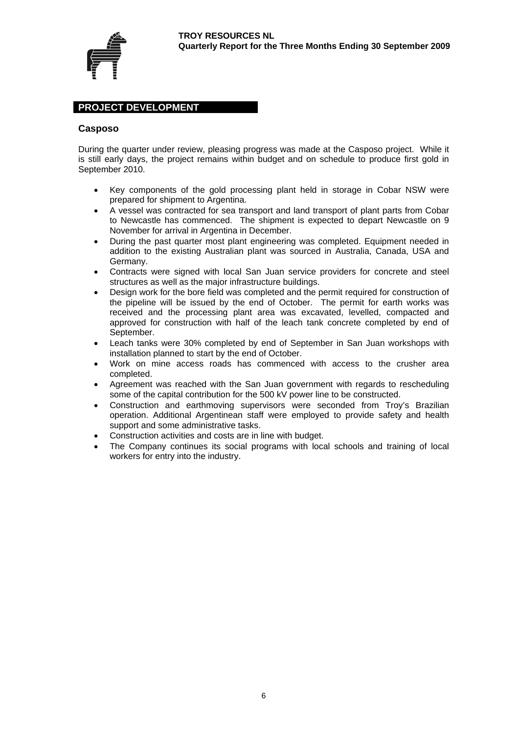## PROJECT DEVELOPMENT

### Casposo

During the quarter under review, pleasing progress was made at the Casposo project. While it is still early days, the project remains within budget and on schedule to produce first gold in September 2010.

- Key components of the gold processing plant held in storage in Cobar NSW were prepared for shipment to Argentina.
- A vessel was contracted for sea transport and land transport of plant parts from Cobar to Newcastle has commenced. The shipment is expected to depart Newcastle on 9 November for arrival in Argentina in December.
- During the past quarter most plant engineering was completed. Equipment needed in addition to the existing Australian plant was sourced in Australia, Canada, USA and Germany.
- Contracts were signed with local San Juan service providers for concrete and steel structures as well as the major infrastructure buildings.
- Design work for the bore field was completed and the permit required for construction of the pipeline will be issued by the end of October. The permit for earth works was received and the processing plant area was excavated, levelled, compacted and approved for construction with half of the leach tank concrete completed by end of September.
- Leach tanks were 30% completed by end of September in San Juan workshops with installation planned to start by the end of October.
- Work on mine access roads has commenced with access to the crusher area completed.
- Agreement was reached with the San Juan government with regards to rescheduling some of the capital contribution for the 500 kV power line to be constructed.
- Construction and earthmoving supervisors were seconded from Troy's Brazilian operation. Additional Argentinean staff were employed to provide safety and health support and some administrative tasks.
- Construction activities and costs are in line with budget.
- The Company continues its social programs with local schools and training of local workers for entry into the industry.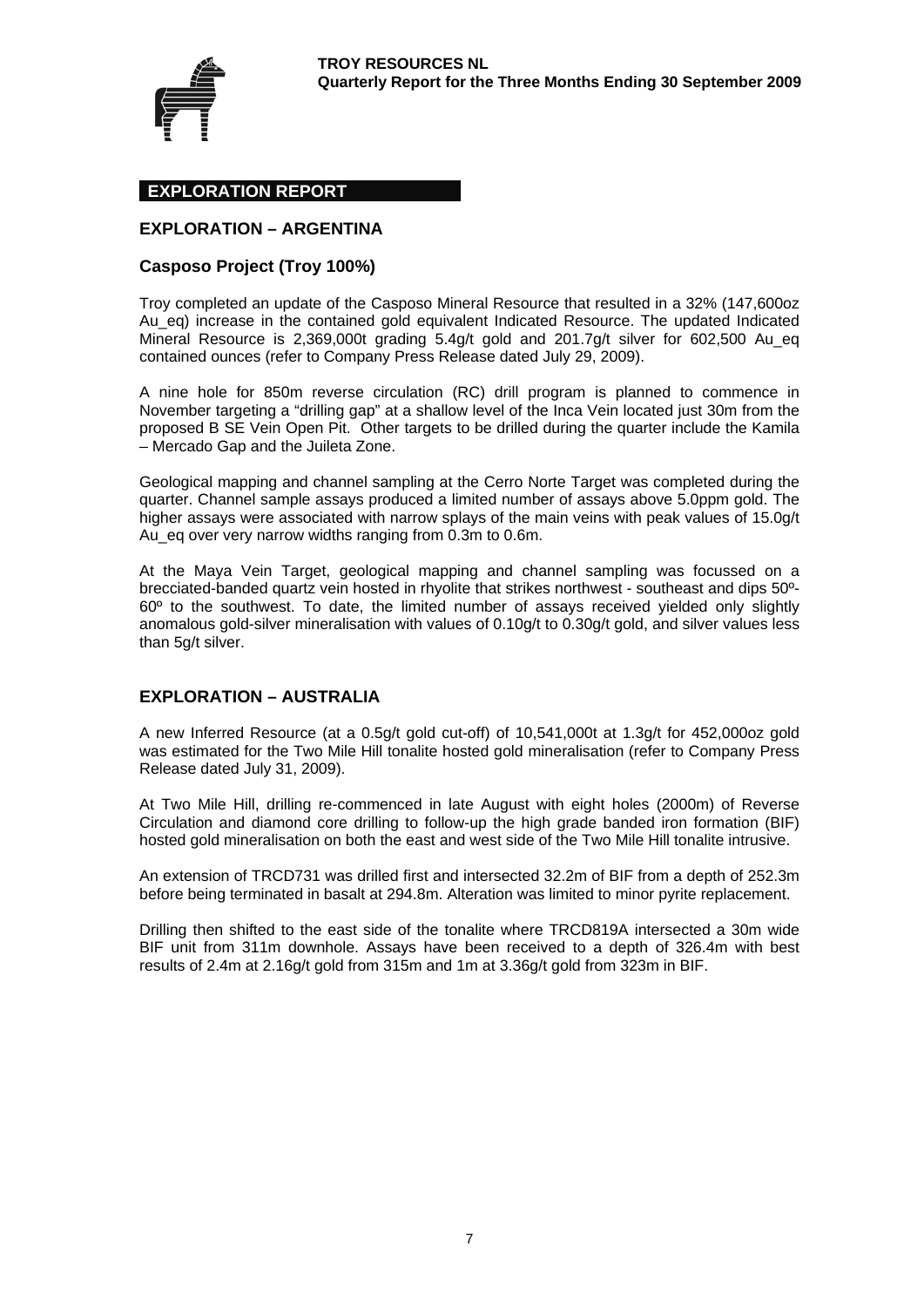## EXPLORATION REPORT

### EXPLORATION – ARGENTINA

### Casposo Project (Troy 100%)

Troy completed an update of the Casposo Mineral Resource that resulted in a 32% (147,600oz Au_eq) increase in the contained gold equivalent Indicated Resource. The updated Indicated Mineral Resource is 2,369,000t grading 5.4g/t gold and 201.7g/t silver for 602,500 Au_eq contained ounces (refer to Company Press Release dated July 29, 2009).

A nine hole for 850m reverse circulation (RC) drill program is planned to commence in November targeting a "drilling gap" at a shallow level of the Inca Vein located just 30m from the proposed B SE Vein Open Pit. Other targets to be drilled during the quarter include the Kamila – Mercado Gap and the Juileta Zone.

Geological mapping and channel sampling at the Cerro Norte Target was completed during the quarter. Channel sample assays produced a limited number of assays above 5.0ppm gold. The higher assays were associated with narrow splays of the main veins with peak values of 15.0g/t Au_eq over very narrow widths ranging from 0.3m to 0.6m.

At the Maya Vein Target, geological mapping and channel sampling was focussed on a brecciated-banded quartz vein hosted in rhyolite that strikes northwest - southeast and dips 50º-60º to the southwest. To date, the limited number of assays received yielded only slightly anomalous gold-silver mineralisation with values of 0.10g/t to 0.30g/t gold, and silver values less than 5g/t silver.

### EXPLORATION – AUSTRALIA

A new Inferred Resource (at a 0.5g/t gold cut-off) of 10,541,000t at 1.3g/t for 452,000oz gold was estimated for the Two Mile Hill tonalite hosted gold mineralisation (refer to Company Press Release dated July 31, 2009).

At Two Mile Hill, drilling re-commenced in late August with eight holes (2000m) of Reverse Circulation and diamond core drilling to follow-up the high grade banded iron formation (BIF) hosted gold mineralisation on both the east and west side of the Two Mile Hill tonalite intrusive.

An extension of TRCD731 was drilled first and intersected 32.2m of BIF from a depth of 252.3m before being terminated in basalt at 294.8m. Alteration was limited to minor pyrite replacement.

Drilling then shifted to the east side of the tonalite where TRCD819A intersected a 30m wide BIF unit from 311m downhole. Assays have been received to a depth of 326.4m with best results of 2.4m at 2.16g/t gold from 315m and 1m at 3.36g/t gold from 323m in BIF.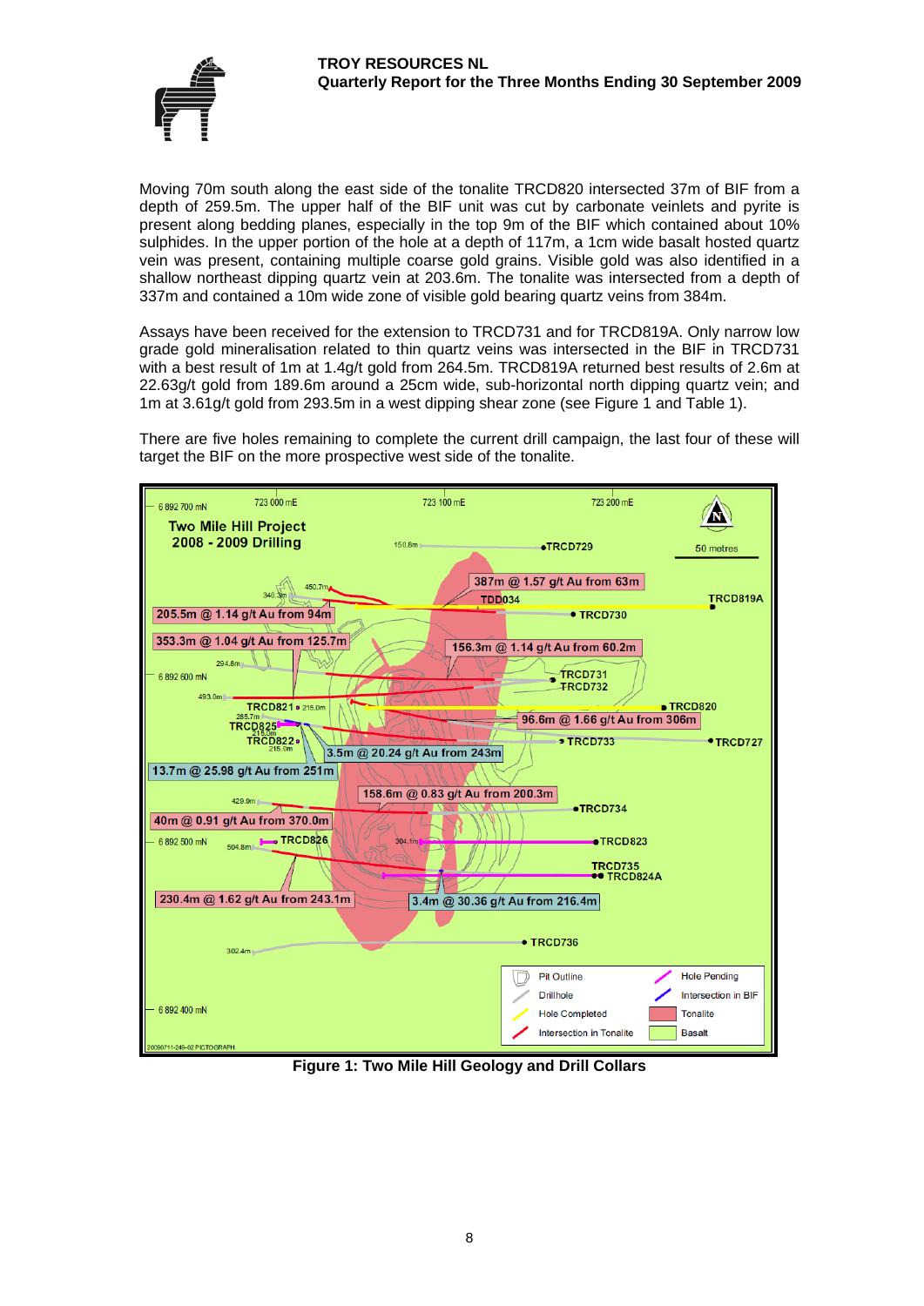Moving 70m south along the east side of the tonalite TRCD820 intersected 37m of BIF from a depth of 259.5m. The upper half of the BIF unit was cut by carbonate veinlets and pyrite is present along bedding planes, especially in the top 9m of the BIF which contained about 10% sulphides. In the upper portion of the hole at a depth of 117m, a 1cm wide basalt hosted quartz vein was present, containing multiple coarse gold grains. Visible gold was also identified in a shallow northeast dipping quartz vein at 203.6m. The tonalite was intersected from a depth of 337m and contained a 10m wide zone of visible gold bearing quartz veins from 384m.

Assays have been received for the extension to TRCD731 and for TRCD819A. Only narrow low grade gold mineralisation related to thin quartz veins was intersected in the BIF in TRCD731 with a best result of 1m at 1.4g/t gold from 264.5m. TRCD819A returned best results of 2.6m at 22.63g/t gold from 189.6m around a 25cm wide, sub-horizontal north dipping quartz vein; and 1m at 3.61g/t gold from 293.5m in a west dipping shear zone (see Figure 1 and Table 1).

There are five holes remaining to complete the current drill campaign, the last four of these will target the BIF on the more prospective west side of the tonalite.

**Figure 1: Two Mile Hill Geology and Drill Collars**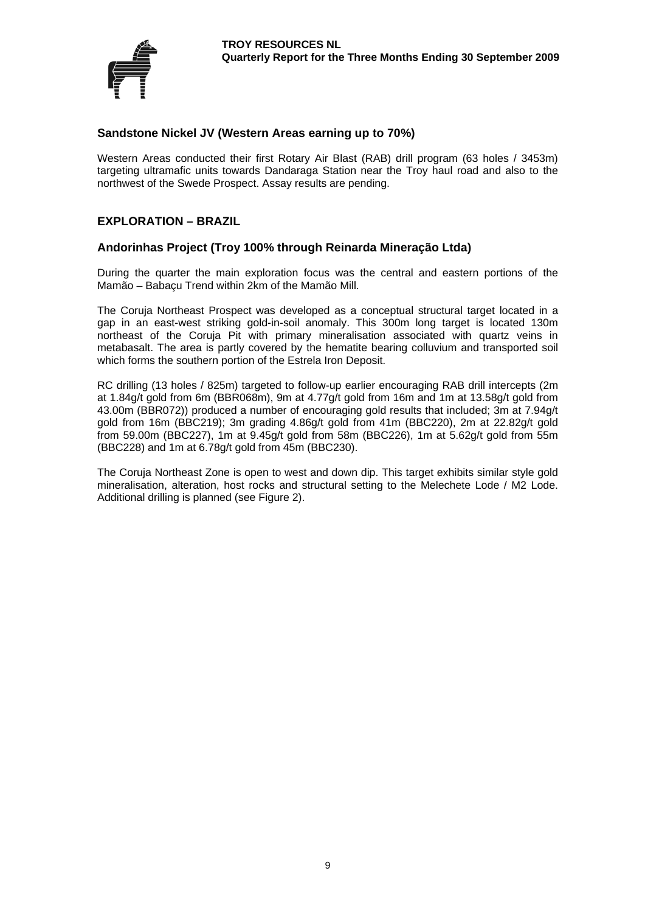### Sandstone Nickel JV (Western Areas earning up to 70%)

Western Areas conducted their first Rotary Air Blast (RAB) drill program (63 holes / 3453m) targeting ultramafic units towards Dandaraga Station near the Troy haul road and also to the northwest of the Swede Prospect. Assay results are pending.

## EXPLORATION – BRAZIL

### Andorinhas Project (Troy 100% through Reinarda Mineração Ltda)

During the quarter the main exploration focus was the central and eastern portions of the Mamão – Babaçu Trend within 2km of the Mamão Mill.

The Coruja Northeast Prospect was developed as a conceptual structural target located in a gap in an east-west striking gold-in-soil anomaly. This 300m long target is located 130m northeast of the Coruja Pit with primary mineralisation associated with quartz veins in metabasalt. The area is partly covered by the hematite bearing colluvium and transported soil which forms the southern portion of the Estrela Iron Deposit.

RC drilling (13 holes / 825m) targeted to follow-up earlier encouraging RAB drill intercepts (2m at 1.84g/t gold from 6m (BBR068m), 9m at 4.77g/t gold from 16m and 1m at 13.58g/t gold from 43.00m (BBR072)) produced a number of encouraging gold results that included; 3m at 7.94g/t gold from 16m (BBC219); 3m grading 4.86g/t gold from 41m (BBC220), 2m at 22.82g/t gold from 59.00m (BBC227), 1m at 9.45g/t gold from 58m (BBC226), 1m at 5.62g/t gold from 55m (BBC228) and 1m at 6.78g/t gold from 45m (BBC230).

The Coruja Northeast Zone is open to west and down dip. This target exhibits similar style gold mineralisation, alteration, host rocks and structural setting to the Melechete Lode / M2 Lode. Additional drilling is planned (see Figure 2).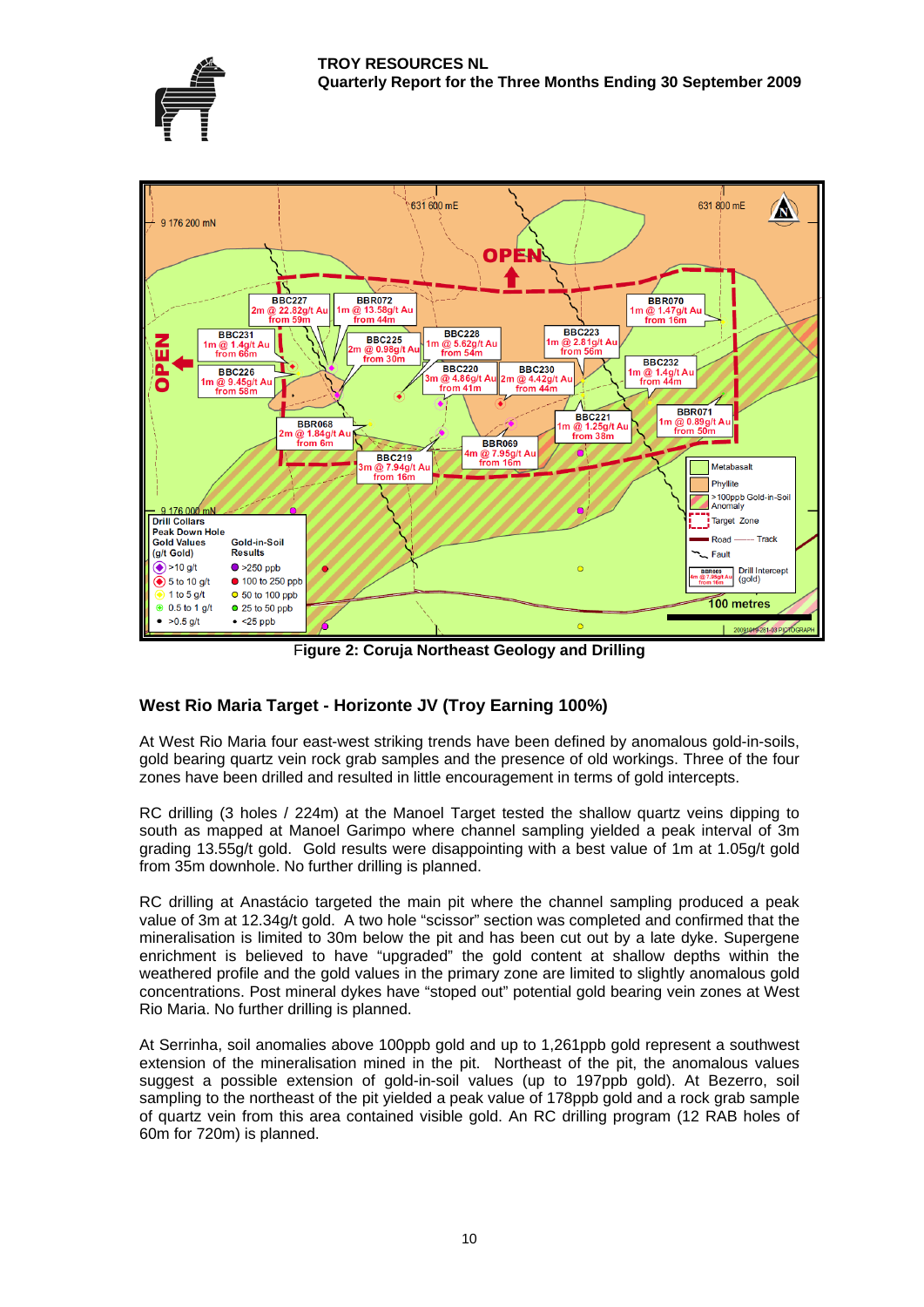Figure 2: Coruja Northeast Geology and Drilling

## West Rio Maria Target - Horizonte JV (Troy Earning 100%)

At West Rio Maria four east-west striking trends have been defined by anomalous gold-in-soils, gold bearing quartz vein rock grab samples and the presence of old workings. Three of the four zones have been drilled and resulted in little encouragement in terms of gold intercepts.

RC drilling (3 holes / 224m) at the Manoel Target tested the shallow quartz veins dipping to south as mapped at Manoel Garimpo where channel sampling yielded a peak interval of 3m grading 13.55g/t gold. Gold results were disappointing with a best value of 1m at 1.05g/t gold from 35m downhole. No further drilling is planned.

RC drilling at Anastácio targeted the main pit where the channel sampling produced a peak value of 3m at 12.34g/t gold. A two hole "scissor" section was completed and confirmed that the mineralisation is limited to 30m below the pit and has been cut out by a late dyke. Supergene enrichment is believed to have "upgraded" the gold content at shallow depths within the weathered profile and the gold values in the primary zone are limited to slightly anomalous gold concentrations. Post mineral dykes have "stoped out" potential gold bearing vein zones at West Rio Maria. No further drilling is planned.

At Serrinha, soil anomalies above 100ppb gold and up to 1,261ppb gold represent a southwest extension of the mineralisation mined in the pit. Northeast of the pit, the anomalous values suggest a possible extension of gold-in-soil values (up to 197ppb gold). At Bezerro, soil sampling to the northeast of the pit yielded a peak value of 178ppb gold and a rock grab sample of quartz vein from this area contained visible gold. An RC drilling program (12 RAB holes of 60m for 720m) is planned.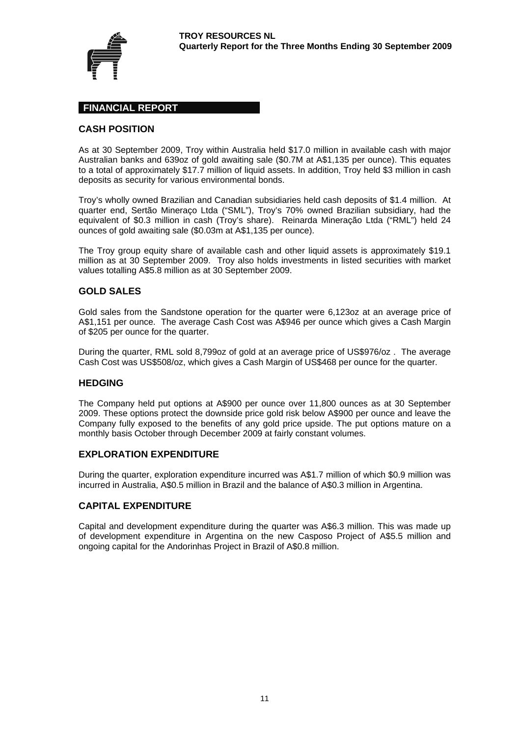## FINANCIAL REPORT

### CASH POSITION

As at 30 September 2009, Troy within Australia held $17.0 million in available cash with major Australian banks and 639oz of gold awaiting sale ($0.7M at A$1,135 per ounce). This equates to a total of approximately $17.7 million of liquid assets. In addition, Troy held $3 million in cash deposits as security for various environmental bonds.

Troy's wholly owned Brazilian and Canadian subsidiaries held cash deposits of $1.4 million. At quarter end, Sertão Mineraço Ltda ("SML"), Troy's 70% owned Brazilian subsidiary, had the equivalent of $0.3 million in cash (Troy's share). Reinarda Mineração Ltda ("RML") held 24 ounces of gold awaiting sale ($0.03m at A$1,135 per ounce).

The Troy group equity share of available cash and other liquid assets is approximately $19.1 million as at 30 September 2009. Troy also holds investments in listed securities with market values totalling A$5.8 million as at 30 September 2009.

### GOLD SALES

Gold sales from the Sandstone operation for the quarter were 6,123oz at an average price of A$1,151 per ounce. The average Cash Cost was A$946 per ounce which gives a Cash Margin of $205 per ounce for the quarter.

During the quarter, RML sold 8,799oz of gold at an average price of US$976/oz . The average Cash Cost was US$508/oz, which gives a Cash Margin of US$468 per ounce for the quarter.

### HEDGING

The Company held put options at A$900 per ounce over 11,800 ounces as at 30 September 2009. These options protect the downside price gold risk below A$900 per ounce and leave the Company fully exposed to the benefits of any gold price upside. The put options mature on a monthly basis October through December 2009 at fairly constant volumes.

### EXPLORATION EXPENDITURE

During the quarter, exploration expenditure incurred was A$1.7 million of which $0.9 million was incurred in Australia, A$0.5 million in Brazil and the balance of A$0.3 million in Argentina.

### CAPITAL EXPENDITURE

Capital and development expenditure during the quarter was A$6.3 million. This was made up of development expenditure in Argentina on the new Casposo Project of A$5.5 million and ongoing capital for the Andorinhas Project in Brazil of A$0.8 million.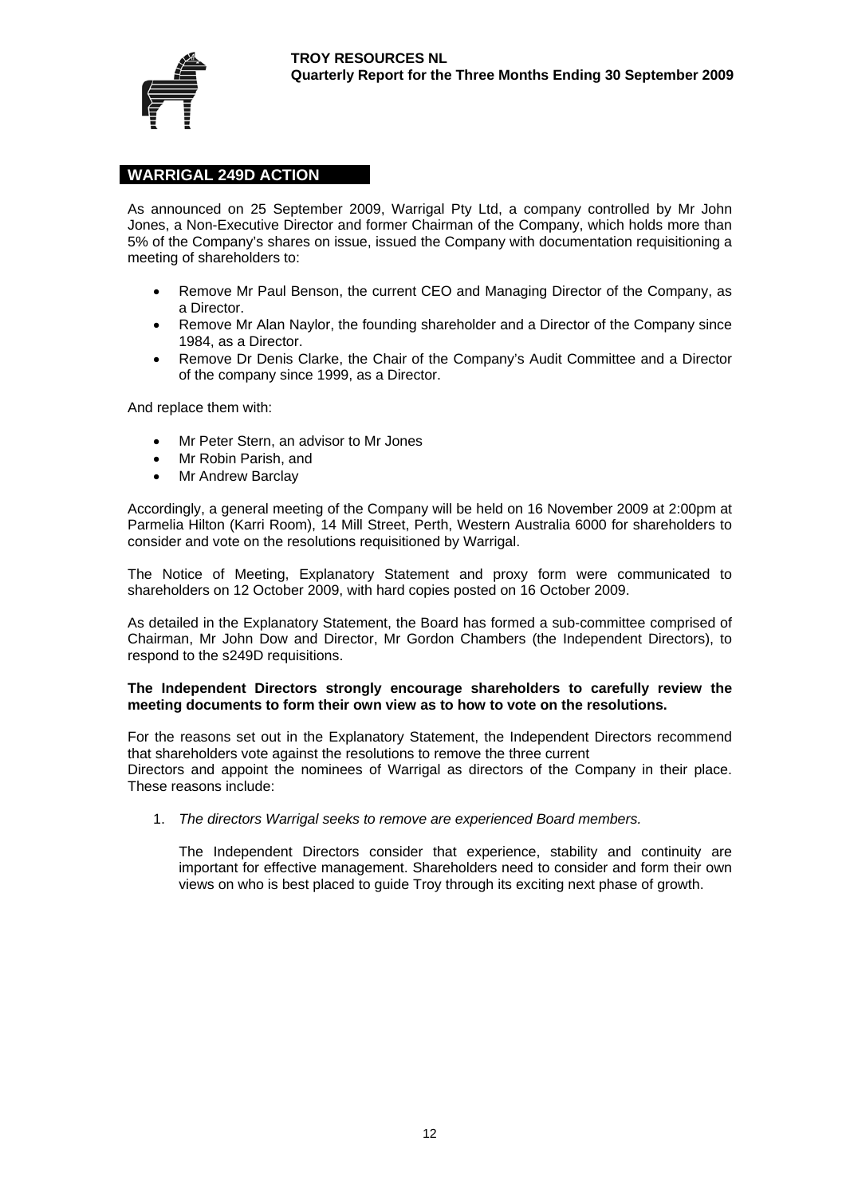## WARRIGAL 249D ACTION

As announced on 25 September 2009, Warrigal Pty Ltd, a company controlled by Mr John Jones, a Non-Executive Director and former Chairman of the Company, which holds more than 5% of the Company's shares on issue, issued the Company with documentation requisitioning a meeting of shareholders to:

- Remove Mr Paul Benson, the current CEO and Managing Director of the Company, as a Director.
- Remove Mr Alan Naylor, the founding shareholder and a Director of the Company since 1984, as a Director.
- Remove Dr Denis Clarke, the Chair of the Company's Audit Committee and a Director of the company since 1999, as a Director.

And replace them with:

- Mr Peter Stern, an advisor to Mr Jones
- Mr Robin Parish, and
- Mr Andrew Barclay

Accordingly, a general meeting of the Company will be held on 16 November 2009 at 2:00pm at Parmelia Hilton (Karri Room), 14 Mill Street, Perth, Western Australia 6000 for shareholders to consider and vote on the resolutions requisitioned by Warrigal.

The Notice of Meeting, Explanatory Statement and proxy form were communicated to shareholders on 12 October 2009, with hard copies posted on 16 October 2009.

As detailed in the Explanatory Statement, the Board has formed a sub-committee comprised of Chairman, Mr John Dow and Director, Mr Gordon Chambers (the Independent Directors), to respond to the s249D requisitions.

**The Independent Directors strongly encourage shareholders to carefully review the meeting documents to form their own view as to how to vote on the resolutions.**

For the reasons set out in the Explanatory Statement, the Independent Directors recommend that shareholders vote against the resolutions to remove the three current Directors and appoint the nominees of Warrigal as directors of the Company in their place. These reasons include:

1. *The directors Warrigal seeks to remove are experienced Board members.*

   The Independent Directors consider that experience, stability and continuity are important for effective management. Shareholders need to consider and form their own views on who is best placed to guide Troy through its exciting next phase of growth.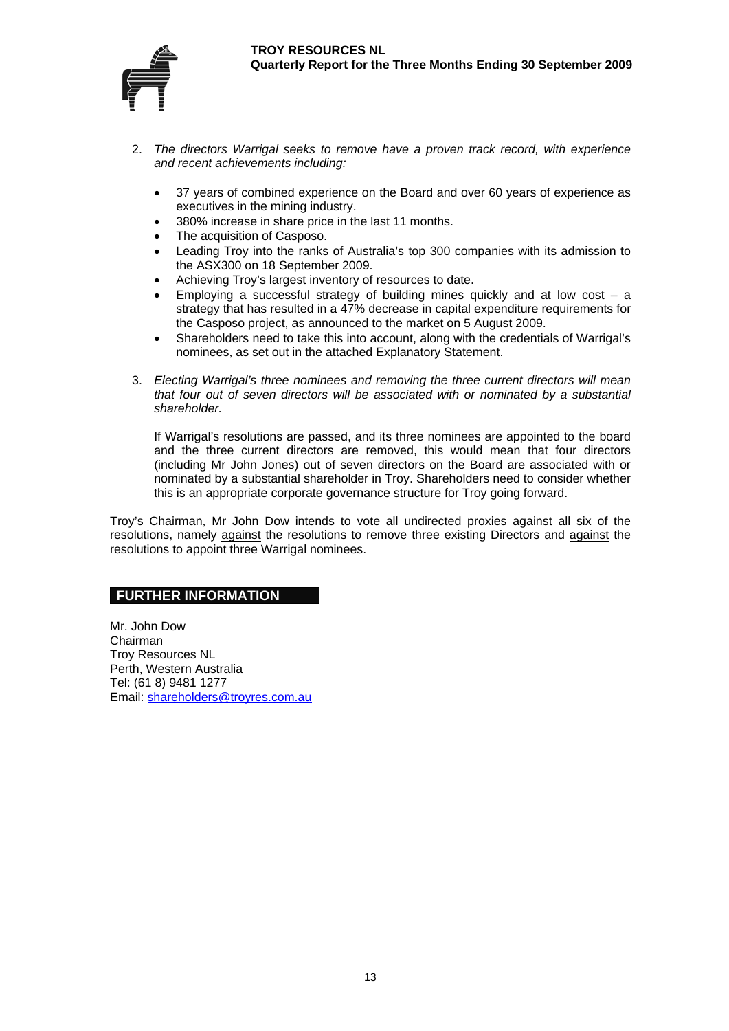2. *The directors Warrigal seeks to remove have a proven track record, with experience and recent achievements including:*

    - 37 years of combined experience on the Board and over 60 years of experience as executives in the mining industry.
    - 380% increase in share price in the last 11 months.
    - The acquisition of Casposo.
    - Leading Troy into the ranks of Australia's top 300 companies with its admission to the ASX300 on 18 September 2009.
    - Achieving Troy's largest inventory of resources to date.
    - Employing a successful strategy of building mines quickly and at low cost – a strategy that has resulted in a 47% decrease in capital expenditure requirements for the Casposo project, as announced to the market on 5 August 2009.
    - Shareholders need to take this into account, along with the credentials of Warrigal's nominees, as set out in the attached Explanatory Statement.

3. *Electing Warrigal's three nominees and removing the three current directors will mean that four out of seven directors will be associated with or nominated by a substantial shareholder.*

    If Warrigal's resolutions are passed, and its three nominees are appointed to the board and the three current directors are removed, this would mean that four directors (including Mr John Jones) out of seven directors on the Board are associated with or nominated by a substantial shareholder in Troy. Shareholders need to consider whether this is an appropriate corporate governance structure for Troy going forward.

Troy's Chairman, Mr John Dow intends to vote all undirected proxies against all six of the resolutions, namely against the resolutions to remove three existing Directors and against the resolutions to appoint three Warrigal nominees.

## FURTHER INFORMATION

Mr. John Dow
Chairman
Troy Resources NL
Perth, Western Australia
Tel: (61 8) 9481 1277
Email: shareholders@troyres.com.au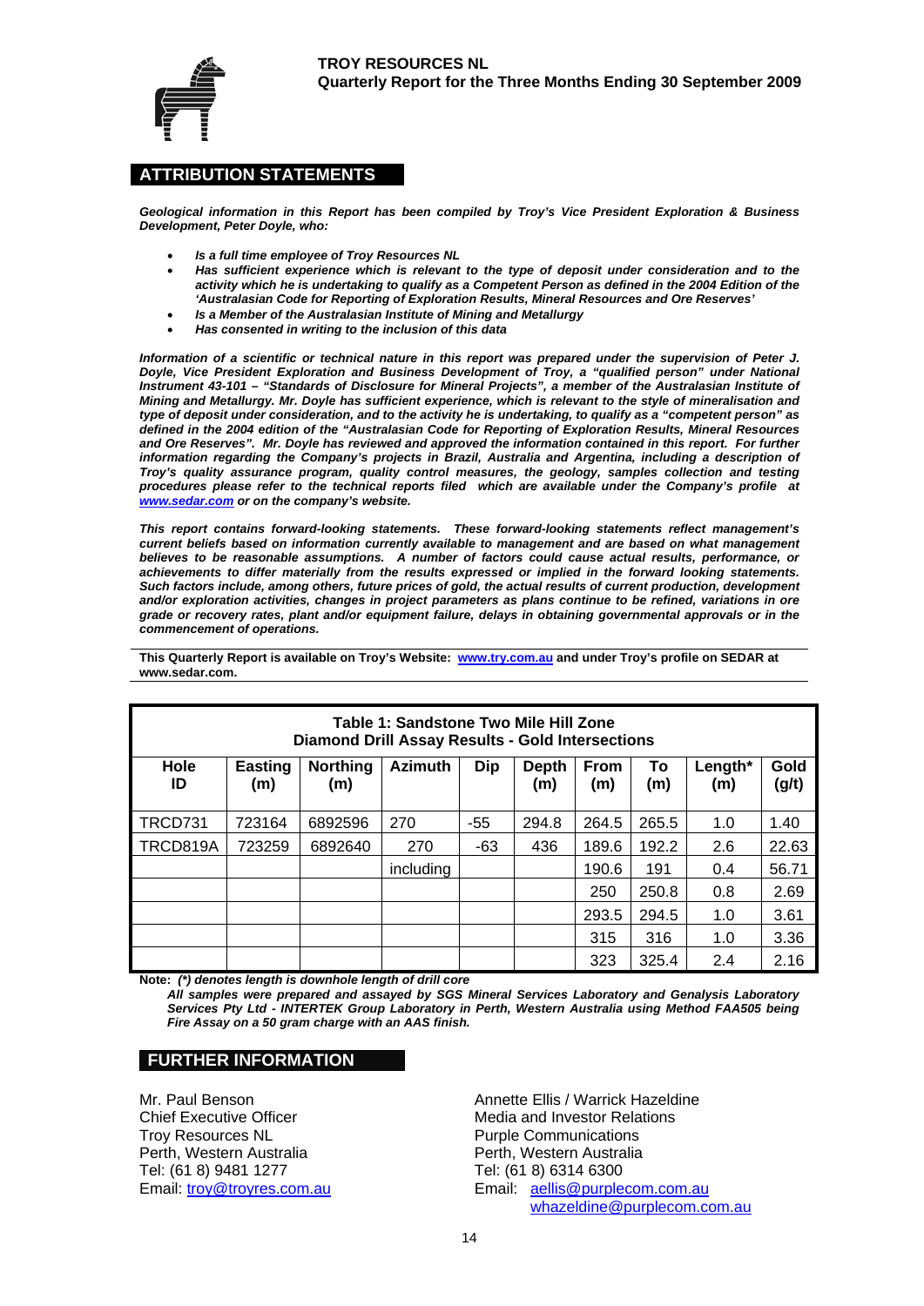## ATTRIBUTION STATEMENTS

***Geological information in this Report has been compiled by Troy's Vice President Exploration & Business Development, Peter Doyle, who:***

- ***Is a full time employee of Troy Resources NL***
- ***Has sufficient experience which is relevant to the type of deposit under consideration and to the activity which he is undertaking to qualify as a Competent Person as defined in the 2004 Edition of the 'Australasian Code for Reporting of Exploration Results, Mineral Resources and Ore Reserves'***
- ***Is a Member of the Australasian Institute of Mining and Metallurgy***
- ***Has consented in writing to the inclusion of this data***

***Information of a scientific or technical nature in this report was prepared under the supervision of Peter J. Doyle, Vice President Exploration and Business Development of Troy, a "qualified person" under National Instrument 43-101 – "Standards of Disclosure for Mineral Projects", a member of the Australasian Institute of Mining and Metallurgy. Mr. Doyle has sufficient experience, which is relevant to the style of mineralisation and type of deposit under consideration, and to the activity which he is undertaking, to qualify as a "competent person" as defined in the 2004 edition of the "Australasian Code for Reporting of Exploration Results, Mineral Resources and Ore Reserves". Mr. Doyle has reviewed and approved the information contained in this report. For further information regarding the Company's projects in Brazil, Australia and Argentina, including a description of Troy's quality assurance program, quality control measures, the geology, samples collection and testing procedures please refer to the technical reports filed which are available under the Company's profile at www.sedar.com or on the company's website.***

***This report contains forward-looking statements. These forward-looking statements reflect management's current beliefs based on information currently available to management and are based on what management believes to be reasonable assumptions. A number of factors could cause actual results, performance, or achievements to differ materially from the results expressed or implied in the forward looking statements. Such factors include, among others, future prices of gold, the actual results of current production, development and/or exploration activities, changes in project parameters as plans continue to be refined, variations in ore grade or recovery rates, plant and/or equipment failure, delays in obtaining governmental approvals or in the commencement of operations.***

**This Quarterly Report is available on Troy's Website: www.try.com.au and under Troy's profile on SEDAR at www.sedar.com.**

**Table 1: Sandstone Two Mile Hill Zone**
**Diamond Drill Assay Results - Gold Intersections**

| Hole ID | Easting (m) | Northing (m) | Azimuth | Dip | Depth (m) | From (m) | To (m) | Length* (m) | Gold (g/t) |
|---|---|---|---|---|---|---|---|---|---|
| TRCD731 | 723164 | 6892596 | 270 | -55 | 294.8 | 264.5 | 265.5 | 1.0 | 1.40 |
| TRCD819A | 723259 | 6892640 | 270 | -63 | 436 | 189.6 | 192.2 | 2.6 | 22.63 |
| | | | including | | | 190.6 | 191 | 0.4 | 56.71 |
| | | | | | | 250 | 250.8 | 0.8 | 2.69 |
| | | | | | | 293.5 | 294.5 | 1.0 | 3.61 |
| | | | | | | 315 | 316 | 1.0 | 3.36 |
| | | | | | | 323 | 325.4 | 2.4 | 2.16 |

**Note:** ***(\*) denotes length is downhole length of drill core***
***All samples were prepared and assayed by SGS Mineral Services Laboratory and Genalysis Laboratory Services Pty Ltd - INTERTEK Group Laboratory in Perth, Western Australia using Method FAA505 being Fire Assay on a 50 gram charge with an AAS finish.***

## FURTHER INFORMATION

Mr. Paul Benson
Chief Executive Officer
Troy Resources NL
Perth, Western Australia
Tel: (61 8) 9481 1277
Email: troy@troyres.com.au

Annette Ellis / Warrick Hazeldine
Media and Investor Relations
Purple Communications
Perth, Western Australia
Tel: (61 8) 6314 6300
Email: aellis@purplecom.com.au
whazeldine@purplecom.com.au